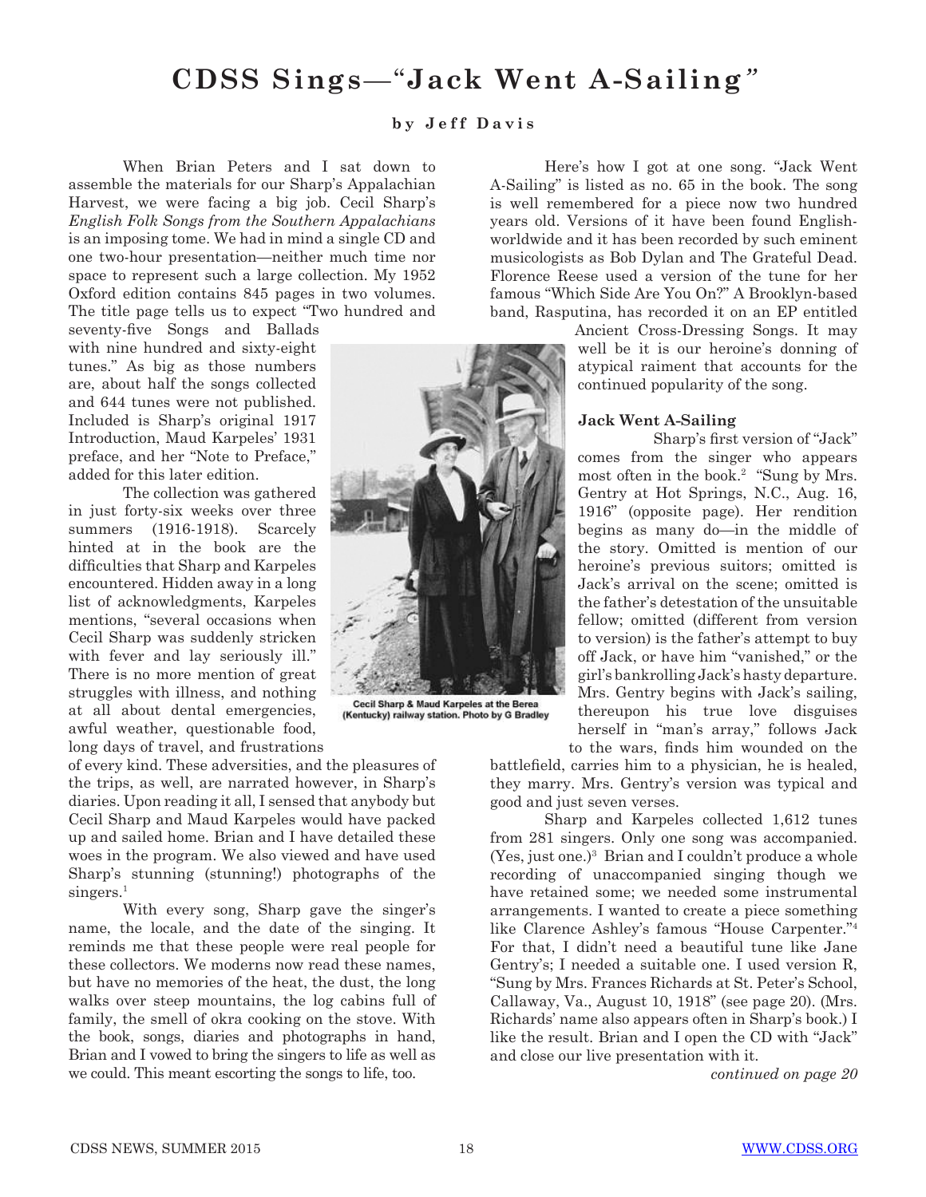# CDSS Sings—"Jack Went A-Sailing"

**by Jeff Davis**

When Brian Peters and I sat down to assemble the materials for our Sharp's Appalachian Harvest, we were facing a big job. Cecil Sharp's *English Folk Songs from the Southern Appalachians* is an imposing tome. We had in mind a single CD and one two-hour presentation—neither much time nor space to represent such a large collection. My 1952 Oxford edition contains 845 pages in two volumes. The title page tells us to expect "Two hundred and seventy-five Songs and Ballads with nine hundred and sixty-eight tunes." As big as those numbers are, about half the songs collected and 644 tunes were not published. Included is Sharp's original 1917 Introduction, Maud Karpeles' 1931 preface, and her "Note to Preface," added for this later edition.

The collection was gathered in just forty-six weeks over three summers (1916-1918). Scarcely hinted at in the book are the difficulties that Sharp and Karpeles encountered. Hidden away in a long list of acknowledgments, Karpeles mentions, "several occasions when Cecil Sharp was suddenly stricken with fever and lay seriously ill." There is no more mention of great struggles with illness, and nothing at all about dental emergencies, awful weather, questionable food, long days of travel, and frustrations of every kind. These adversities, and the pleasures of the trips, as well, are narrated however, in Sharp's diaries. Upon reading it all, I sensed that anybody but Cecil Sharp and Maud Karpeles would have packed up and sailed home. Brian and I have detailed these woes in the program. We also viewed and have used Sharp's stunning (stunning!) photographs of the singers.[1]

Cecil Sharp & Maud Karpeles at the Berea (Kentucky) railway station. Photo by G Bradley

With every song, Sharp gave the singer's name, the locale, and the date of the singing. It reminds me that these people were real people for these collectors. We moderns now read these names, but have no memories of the heat, the dust, the long walks over steep mountains, the log cabins full of family, the smell of okra cooking on the stove. With the book, songs, diaries and photographs in hand, Brian and I vowed to bring the singers to life as well as we could. This meant escorting the songs to life, too.

Here's how I got at one song. "Jack Went A-Sailing" is listed as no. 65 in the book. The song is well remembered for a piece now two hundred years old. Versions of it have been found English-worldwide and it has been recorded by such eminent musicologists as Bob Dylan and The Grateful Dead. Florence Reese used a version of the tune for her famous "Which Side Are You On?" A Brooklyn-based band, Rasputina, has recorded it on an EP entitled Ancient Cross-Dressing Songs. It may well be it is our heroine's donning of atypical raiment that accounts for the continued popularity of the song.

### Jack Went A-Sailing

Sharp's first version of "Jack" comes from the singer who appears most often in the book.[2] "Sung by Mrs. Gentry at Hot Springs, N.C., Aug. 16, 1916" (opposite page). Her rendition begins as many do—in the middle of the story. Omitted is mention of our heroine's previous suitors; omitted is Jack's arrival on the scene; omitted is the father's detestation of the unsuitable fellow; omitted (different from version to version) is the father's attempt to buy off Jack, or have him "vanished," or the girl's bankrolling Jack's hasty departure. Mrs. Gentry begins with Jack's sailing, thereupon his true love disguises herself in "man's array," follows Jack to the wars, finds him wounded on the battlefield, carries him to a physician, he is healed, they marry. Mrs. Gentry's version was typical and good and just seven verses.

Sharp and Karpeles collected 1,612 tunes from 281 singers. Only one song was accompanied. (Yes, just one.)[3] Brian and I couldn't produce a whole recording of unaccompanied singing though we have retained some; we needed some instrumental arrangements. I wanted to create a piece something like Clarence Ashley's famous "House Carpenter."[4] For that, I didn't need a beautiful tune like Jane Gentry's; I needed a suitable one. I used version R, "Sung by Mrs. Frances Richards at St. Peter's School, Callaway, Va., August 10, 1918" (see page 20). (Mrs. Richards' name also appears often in Sharp's book.) I like the result. Brian and I open the CD with "Jack" and close our live presentation with it.

*continued on page 20*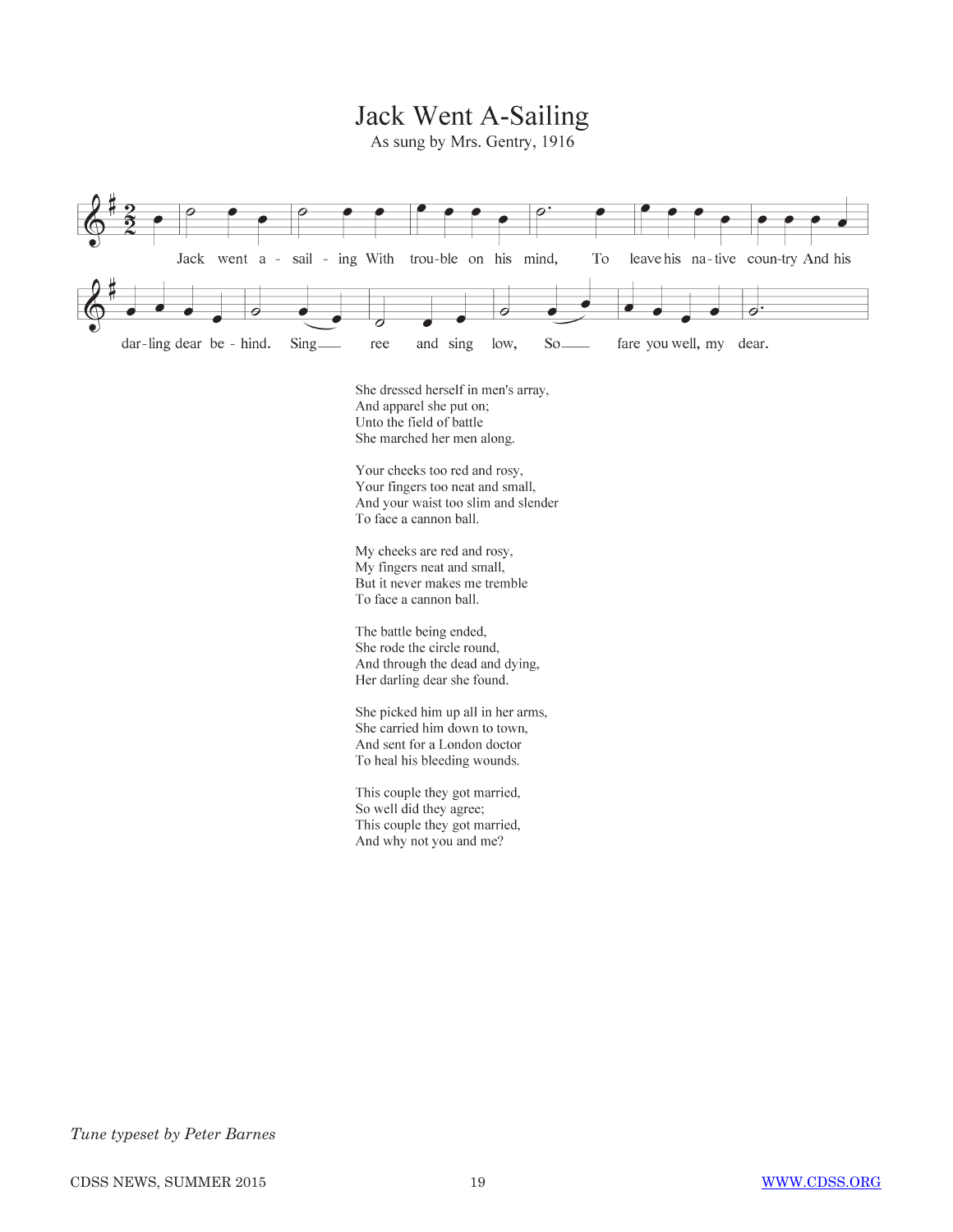# Jack Went A-Sailing

As sung by Mrs. Gentry, 1916

Jack went a - sail - ing With trou-ble on his mind, To leave his na-tive coun-try And his dar-ling dear be - hind. Sing ree and sing low, So fare you well, my dear.

She dressed herself in men's array,
And apparel she put on;
Unto the field of battle
She marched her men along.

Your cheeks too red and rosy,
Your fingers too neat and small,
And your waist too slim and slender
To face a cannon ball.

My cheeks are red and rosy,
My fingers neat and small,
But it never makes me tremble
To face a cannon ball.

The battle being ended,
She rode the circle round,
And through the dead and dying,
Her darling dear she found.

She picked him up all in her arms,
She carried him down to town,
And sent for a London doctor
To heal his bleeding wounds.

This couple they got married,
So well did they agree;
This couple they got married,
And why not you and me?

*Tune typeset by Peter Barnes*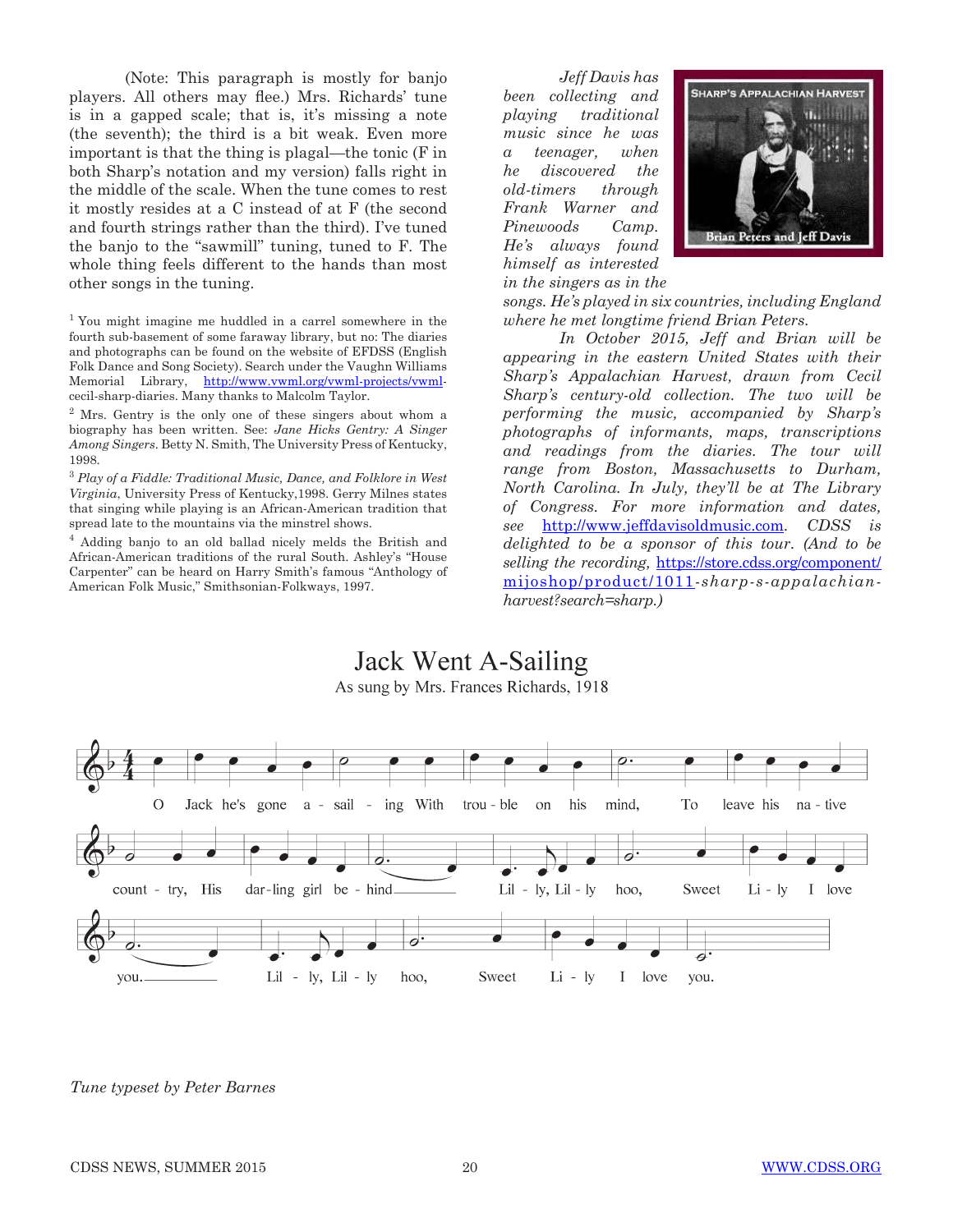(Note: This paragraph is mostly for banjo players. All others may flee.) Mrs. Richards' tune is in a gapped scale; that is, it's missing a note (the seventh); the third is a bit weak. Even more important is that the thing is plagal—the tonic (F in both Sharp's notation and my version) falls right in the middle of the scale. When the tune comes to rest it mostly resides at a C instead of at F (the second and fourth strings rather than the third). I've tuned the banjo to the "sawmill" tuning, tuned to F. The whole thing feels different to the hands than most other songs in the tuning.

[1] You might imagine me huddled in a carrel somewhere in the fourth sub-basement of some faraway library, but no: The diaries and photographs can be found on the website of EFDSS (English Folk Dance and Song Society). Search under the Vaughn Williams Memorial Library, http://www.vwml.org/vwml-projects/vwml-cecil-sharp-diaries. Many thanks to Malcolm Taylor.

[2] Mrs. Gentry is the only one of these singers about whom a biography has been written. See: *Jane Hicks Gentry: A Singer Among Singers*. Betty N. Smith, The University Press of Kentucky, 1998.

[3] *Play of a Fiddle: Traditional Music, Dance, and Folklore in West Virginia*, University Press of Kentucky,1998. Gerry Milnes states that singing while playing is an African-American tradition that spread late to the mountains via the minstrel shows.

[4] Adding banjo to an old ballad nicely melds the British and African-American traditions of the rural South. Ashley's "House Carpenter" can be heard on Harry Smith's famous "Anthology of American Folk Music," Smithsonian-Folkways, 1997.

*Jeff Davis has been collecting and playing traditional music since he was a teenager, when he discovered the old-timers through Frank Warner and Pinewoods Camp. He's always found himself as interested in the singers as in the songs. He's played in six countries, including England where he met longtime friend Brian Peters.*

*In October 2015, Jeff and Brian will be appearing in the eastern United States with their Sharp's Appalachian Harvest, drawn from Cecil Sharp's century-old collection. The two will be performing the music, accompanied by Sharp's photographs of informants, maps, transcriptions and readings from the diaries. The tour will range from Boston, Massachusetts to Durham, North Carolina. In July, they'll be at The Library of Congress. For more information and dates, see* http://www.jeffdavisoldmusic.com. *CDSS is delighted to be a sponsor of this tour. (And to be selling the recording,* https://store.cdss.org/component/mijoshop/product/1011-sharp-s-appalachian-harvest?search=sharp.*)*

# Jack Went A-Sailing

As sung by Mrs. Frances Richards, 1918

*Tune typeset by Peter Barnes*